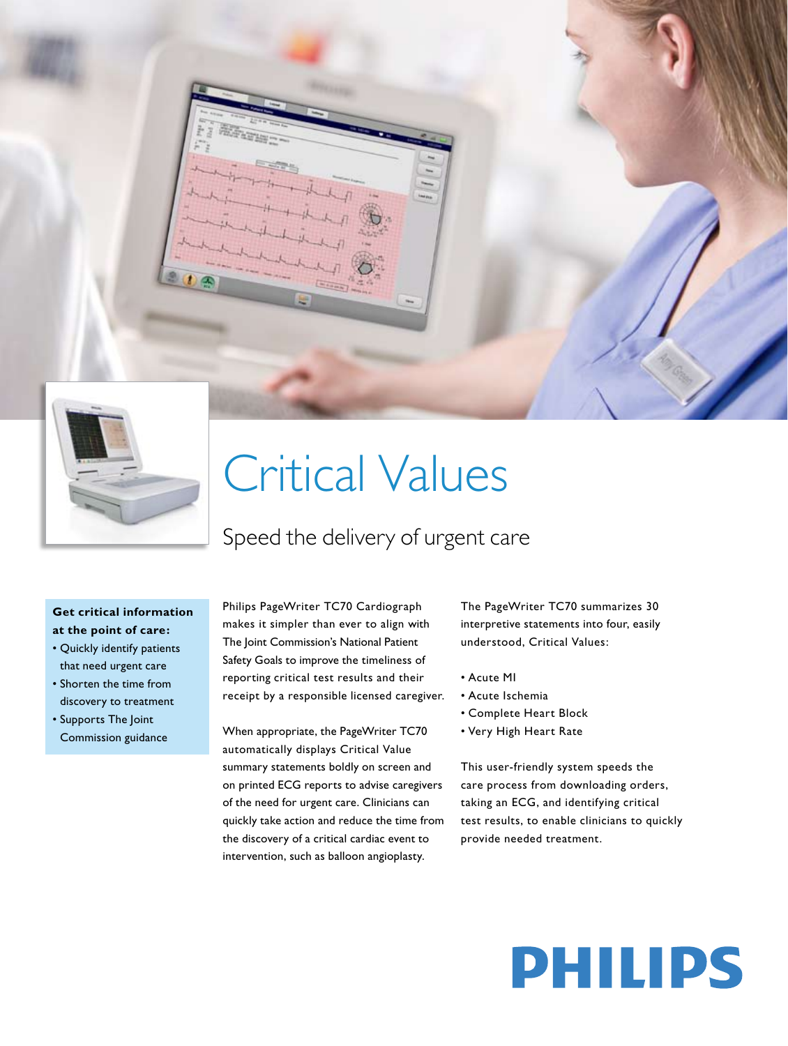# Critical Values

## Speed the delivery of urgent care

**Get critical information at the point of care:**

- Quickly identify patients that need urgent care
- Shorten the time from discovery to treatment
- Supports The Joint Commission guidance

Philips PageWriter TC70 Cardiograph makes it simpler than ever to align with The Joint Commission's National Patient Safety Goals to improve the timeliness of reporting critical test results and their receipt by a responsible licensed caregiver.

When appropriate, the PageWriter TC70 automatically displays Critical Value summary statements boldly on screen and on printed ECG reports to advise caregivers of the need for urgent care. Clinicians can quickly take action and reduce the time from the discovery of a critical cardiac event to intervention, such as balloon angioplasty.

The PageWriter TC70 summarizes 30 interpretive statements into four, easily understood, Critical Values:

- Acute MI
- Acute Ischemia
- Complete Heart Block
- Very High Heart Rate

This user-friendly system speeds the care process from downloading orders, taking an ECG, and identifying critical test results, to enable clinicians to quickly provide needed treatment.

PHILIPS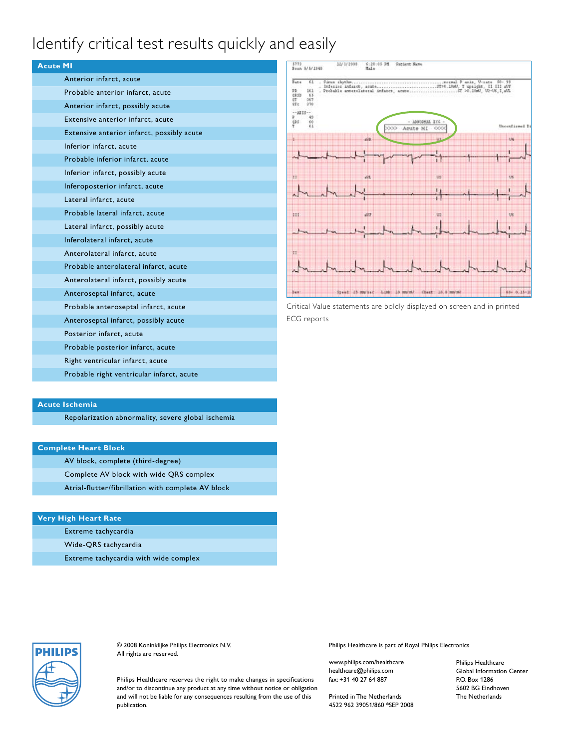# Identify critical test results quickly and easily

| Acute MI |
|---|
| Anterior infarct, acute |
| Probable anterior infarct, acute |
| Anterior infarct, possibly acute |
| Extensive anterior infarct, acute |
| Extensive anterior infarct, possibly acute |
| Inferior infarct, acute |
| Probable inferior infarct, acute |
| Inferior infarct, possibly acute |
| Inferoposterior infarct, acute |
| Lateral infarct, acute |
| Probable lateral infarct, acute |
| Lateral infarct, possibly acute |
| Inferolateral infarct, acute |
| Anterolateral infarct, acute |
| Probable anterolateral infarct, acute |
| Anterolateral infarct, possibly acute |
| Anteroseptal infarct, acute |
| Probable anteroseptal infarct, acute |
| Anteroseptal infarct, possibly acute |
| Posterior infarct, acute |
| Probable posterior infarct, acute |
| Right ventricular infarct, acute |
| Probable right ventricular infarct, acute |

| Acute Ischemia |
|---|
| Repolarization abnormality, severe global ischemia |

| Complete Heart Block |
|---|
| AV block, complete (third-degree) |
| Complete AV block with wide QRS complex |
| Atrial-flutter/fibrillation with complete AV block |

| Very High Heart Rate |
|---|
| Extreme tachycardia |
| Wide-QRS tachycardia |
| Extreme tachycardia with wide complex |

>>>> Acute MI <<<<

Critical Value statements are boldly displayed on screen and in printed ECG reports

© 2008 Koninklijke Philips Electronics N.V.
All rights are reserved.

Philips Healthcare reserves the right to make changes in specifications and/or to discontinue any product at any time without notice or obligation and will not be liable for any consequences resulting from the use of this publication.

Philips Healthcare is part of Royal Philips Electronics

www.philips.com/healthcare
healthcare@philips.com
fax: +31 40 27 64 887

Printed in The Netherlands
4522 962 39051/860 *SEP 2008

Philips Healthcare
Global Information Center
P.O. Box 1286
5602 BG Eindhoven
The Netherlands